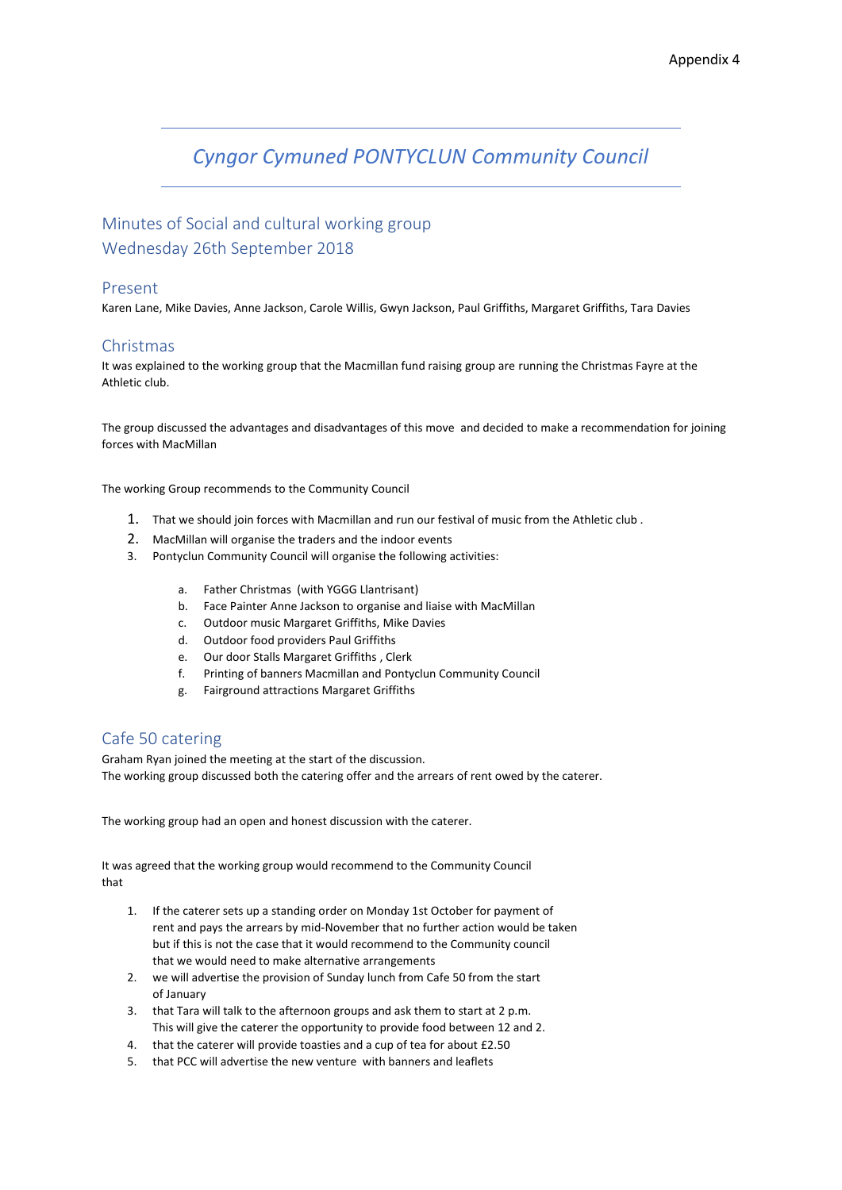Appendix 4

# *Cyngor Cymuned PONTYCLUN Community Council*

## Minutes of Social and cultural working group
## Wednesday 26th September 2018

### Present

Karen Lane, Mike Davies, Anne Jackson, Carole Willis, Gwyn Jackson, Paul Griffiths, Margaret Griffiths, Tara Davies

### Christmas

It was explained to the working group that the Macmillan fund raising group are running the Christmas Fayre at the Athletic club.

The group discussed the advantages and disadvantages of this move and decided to make a recommendation for joining forces with MacMillan

The working Group recommends to the Community Council

1. That we should join forces with Macmillan and run our festival of music from the Athletic club .
2. MacMillan will organise the traders and the indoor events
3. Pontyclun Community Council will organise the following activities:

    a. Father Christmas (with YGGG Llantrisant)
    b. Face Painter Anne Jackson to organise and liaise with MacMillan
    c. Outdoor music Margaret Griffiths, Mike Davies
    d. Outdoor food providers Paul Griffiths
    e. Our door Stalls Margaret Griffiths , Clerk
    f. Printing of banners Macmillan and Pontyclun Community Council
    g. Fairground attractions Margaret Griffiths

### Cafe 50 catering

Graham Ryan joined the meeting at the start of the discussion.
The working group discussed both the catering offer and the arrears of rent owed by the caterer.

The working group had an open and honest discussion with the caterer.

It was agreed that the working group would recommend to the Community Council that

1. If the caterer sets up a standing order on Monday 1st October for payment of rent and pays the arrears by mid-November that no further action would be taken but if this is not the case that it would recommend to the Community council that we would need to make alternative arrangements
2. we will advertise the provision of Sunday lunch from Cafe 50 from the start of January
3. that Tara will talk to the afternoon groups and ask them to start at 2 p.m. This will give the caterer the opportunity to provide food between 12 and 2.
4. that the caterer will provide toasties and a cup of tea for about £2.50
5. that PCC will advertise the new venture with banners and leaflets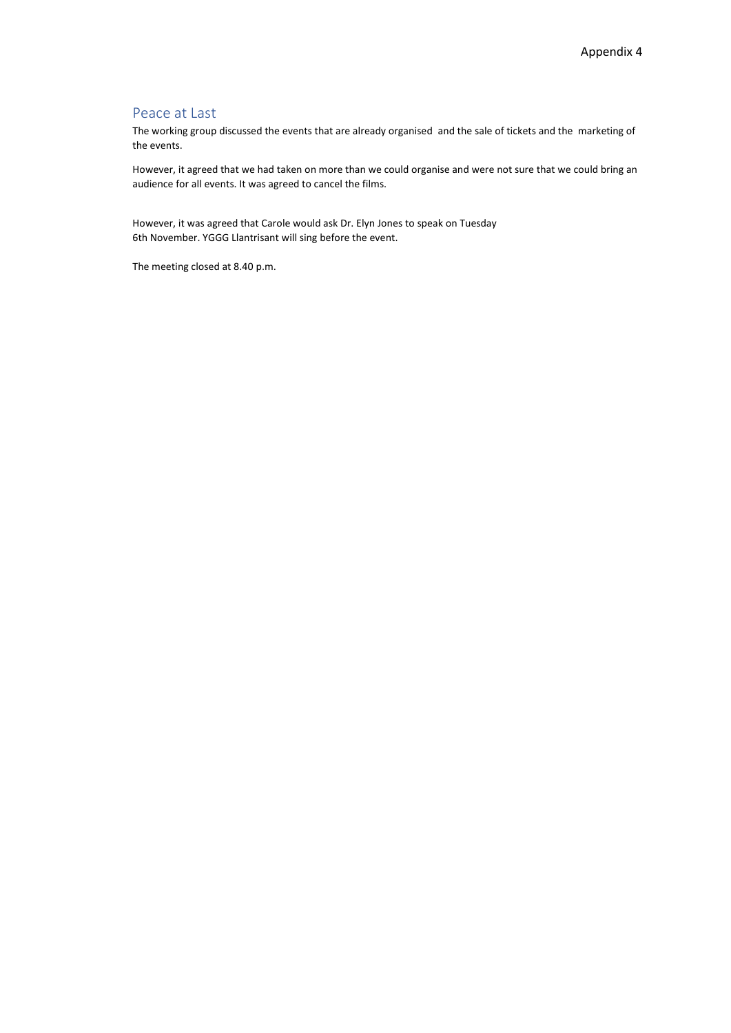Appendix 4

## Peace at Last

The working group discussed the events that are already organised and the sale of tickets and the marketing of the events.

However, it agreed that we had taken on more than we could organise and were not sure that we could bring an audience for all events. It was agreed to cancel the films.

However, it was agreed that Carole would ask Dr. Elyn Jones to speak on Tuesday 6th November. YGGG Llantrisant will sing before the event.

The meeting closed at 8.40 p.m.